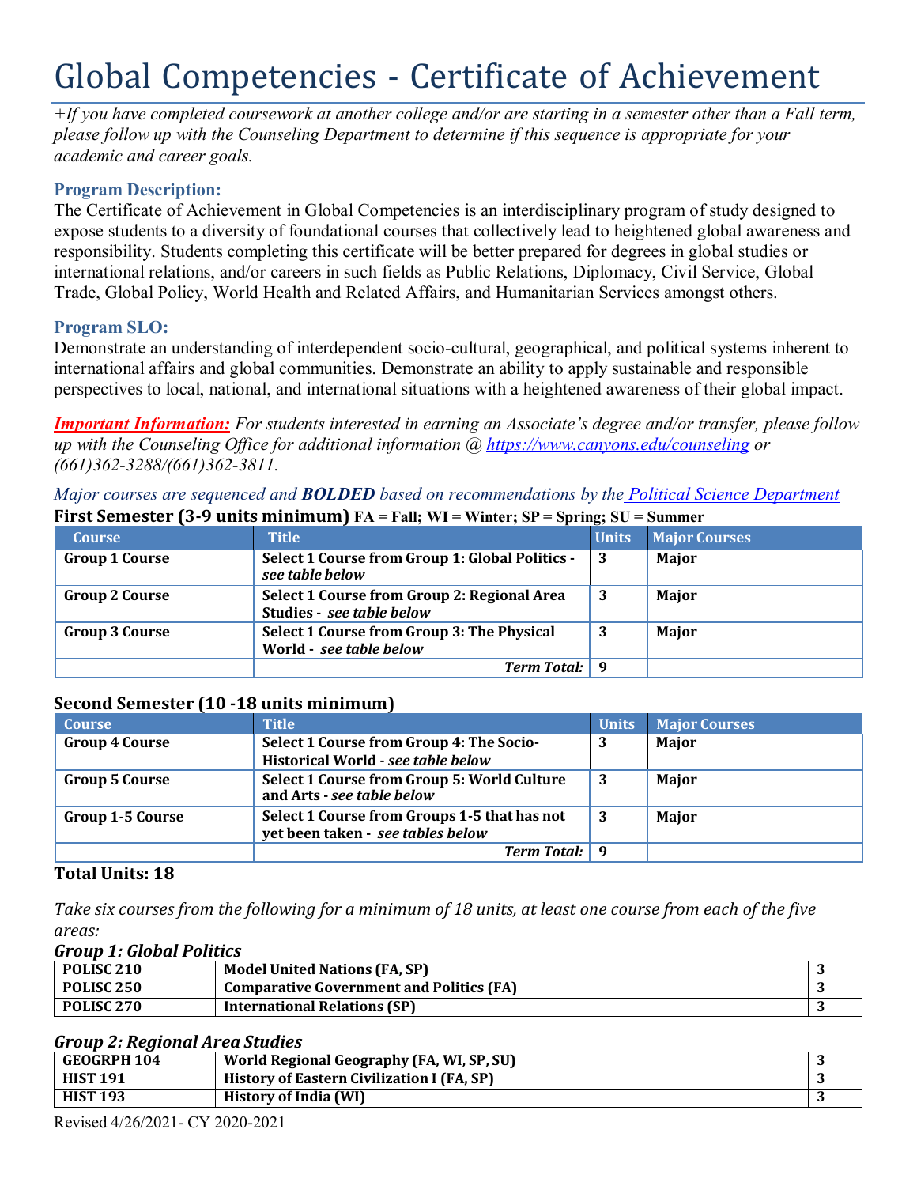# Global Competencies - Certificate of Achievement

*+If you have completed coursework at another college and/or are starting in a semester other than a Fall term, please follow up with the Counseling Department to determine if this sequence is appropriate for your academic and career goals.*

### Program Description:

The Certificate of Achievement in Global Competencies is an interdisciplinary program of study designed to expose students to a diversity of foundational courses that collectively lead to heightened global awareness and responsibility. Students completing this certificate will be better prepared for degrees in global studies or international relations, and/or careers in such fields as Public Relations, Diplomacy, Civil Service, Global Trade, Global Policy, World Health and Related Affairs, and Humanitarian Services amongst others.

### Program SLO:

Demonstrate an understanding of interdependent socio-cultural, geographical, and political systems inherent to international affairs and global communities. Demonstrate an ability to apply sustainable and responsible perspectives to local, national, and international situations with a heightened awareness of their global impact.

***Important Information:*** *For students interested in earning an Associate's degree and/or transfer, please follow up with the Counseling Office for additional information @ https://www.canyons.edu/counseling or (661)362-3288/(661)362-3811.*

*Major courses are sequenced and **BOLDED** based on recommendations by the Political Science Department*

**First Semester (3-9 units minimum)** FA = Fall; WI = Winter; SP = Spring; SU = Summer

| Course | Title | Units | Major Courses |
|---|---|---|---|
| **Group 1 Course** | **Select 1 Course from Group 1: Global Politics - *see table below*** | **3** | **Major** |
| **Group 2 Course** | **Select 1 Course from Group 2: Regional Area Studies - *see table below*** | **3** | **Major** |
| **Group 3 Course** | **Select 1 Course from Group 3: The Physical World - *see table below*** | **3** | **Major** |
| | ***Term Total:*** | **9** | |

**Second Semester (10 -18 units minimum)**

| Course | Title | Units | Major Courses |
|---|---|---|---|
| **Group 4 Course** | **Select 1 Course from Group 4: The Socio-Historical World - *see table below*** | **3** | **Major** |
| **Group 5 Course** | **Select 1 Course from Group 5: World Culture and Arts - *see table below*** | **3** | **Major** |
| **Group 1-5 Course** | **Select 1 Course from Groups 1-5 that has not yet been taken - *see tables below*** | **3** | **Major** |
| | ***Term Total:*** | **9** | |

**Total Units: 18**

*Take six courses from the following for a minimum of 18 units, at least one course from each of the five areas:*

***Group 1: Global Politics***

| Course | Title | Units |
|---|---|---|
| **POLISC 210** | **Model United Nations (FA, SP)** | **3** |
| **POLISC 250** | **Comparative Government and Politics (FA)** | **3** |
| **POLISC 270** | **International Relations (SP)** | **3** |

***Group 2: Regional Area Studies***

| Course | Title | Units |
|---|---|---|
| **GEOGRPH 104** | **World Regional Geography (FA, WI, SP, SU)** | **3** |
| **HIST 191** | **History of Eastern Civilization I (FA, SP)** | **3** |
| **HIST 193** | **History of India (WI)** | **3** |

Revised 4/26/2021- CY 2020-2021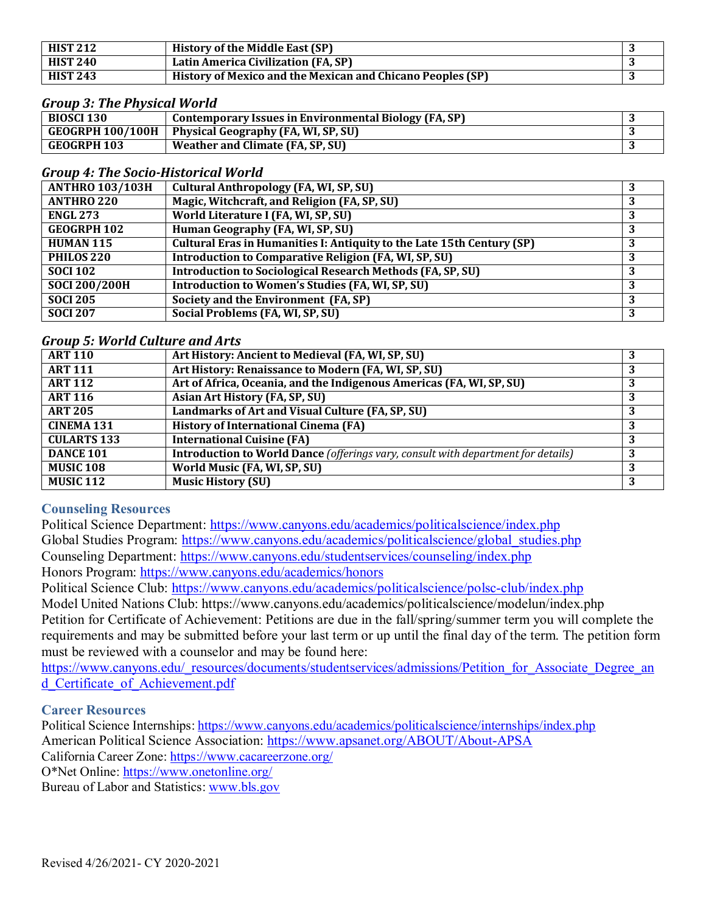| | | |
|---|---|---|
| **HIST 212** | **History of the Middle East (SP)** | **3** |
| **HIST 240** | **Latin America Civilization (FA, SP)** | **3** |
| **HIST 243** | **History of Mexico and the Mexican and Chicano Peoples (SP)** | **3** |

### *Group 3: The Physical World*

| | | |
|---|---|---|
| **BIOSCI 130** | **Contemporary Issues in Environmental Biology (FA, SP)** | **3** |
| **GEOGRPH 100/100H** | **Physical Geography (FA, WI, SP, SU)** | **3** |
| **GEOGRPH 103** | **Weather and Climate (FA, SP, SU)** | **3** |

### *Group 4: The Socio-Historical World*

| | | |
|---|---|---|
| **ANTHRO 103/103H** | **Cultural Anthropology (FA, WI, SP, SU)** | **3** |
| **ANTHRO 220** | **Magic, Witchcraft, and Religion (FA, SP, SU)** | **3** |
| **ENGL 273** | **World Literature I (FA, WI, SP, SU)** | **3** |
| **GEOGRPH 102** | **Human Geography (FA, WI, SP, SU)** | **3** |
| **HUMAN 115** | **Cultural Eras in Humanities I: Antiquity to the Late 15th Century (SP)** | **3** |
| **PHILOS 220** | **Introduction to Comparative Religion (FA, WI, SP, SU)** | **3** |
| **SOCI 102** | **Introduction to Sociological Research Methods (FA, SP, SU)** | **3** |
| **SOCI 200/200H** | **Introduction to Women's Studies (FA, WI, SP, SU)** | **3** |
| **SOCI 205** | **Society and the Environment (FA, SP)** | **3** |
| **SOCI 207** | **Social Problems (FA, WI, SP, SU)** | **3** |

### *Group 5: World Culture and Arts*

| | | |
|---|---|---|
| **ART 110** | **Art History: Ancient to Medieval (FA, WI, SP, SU)** | **3** |
| **ART 111** | **Art History: Renaissance to Modern (FA, WI, SP, SU)** | **3** |
| **ART 112** | **Art of Africa, Oceania, and the Indigenous Americas (FA, WI, SP, SU)** | **3** |
| **ART 116** | **Asian Art History (FA, SP, SU)** | **3** |
| **ART 205** | **Landmarks of Art and Visual Culture (FA, SP, SU)** | **3** |
| **CINEMA 131** | **History of International Cinema (FA)** | **3** |
| **CULARTS 133** | **International Cuisine (FA)** | **3** |
| **DANCE 101** | **Introduction to World Dance** *(offerings vary, consult with department for details)* | **3** |
| **MUSIC 108** | **World Music (FA, WI, SP, SU)** | **3** |
| **MUSIC 112** | **Music History (SU)** | **3** |

## Counseling Resources

Political Science Department: https://www.canyons.edu/academics/politicalscience/index.php
Global Studies Program: https://www.canyons.edu/academics/politicalscience/global_studies.php
Counseling Department: https://www.canyons.edu/studentservices/counseling/index.php
Honors Program: https://www.canyons.edu/academics/honors
Political Science Club: https://www.canyons.edu/academics/politicalscience/polsc-club/index.php
Model United Nations Club: https://www.canyons.edu/academics/politicalscience/modelun/index.php
Petition for Certificate of Achievement: Petitions are due in the fall/spring/summer term you will complete the requirements and may be submitted before your last term or up until the final day of the term. The petition form must be reviewed with a counselor and may be found here: https://www.canyons.edu/_resources/documents/studentservices/admissions/Petition_for_Associate_Degree_and_Certificate_of_Achievement.pdf

## Career Resources

Political Science Internships: https://www.canyons.edu/academics/politicalscience/internships/index.php
American Political Science Association: https://www.apsanet.org/ABOUT/About-APSA
California Career Zone: https://www.cacareerzone.org/
O*Net Online: https://www.onetonline.org/
Bureau of Labor and Statistics: www.bls.gov

Revised 4/26/2021- CY 2020-2021